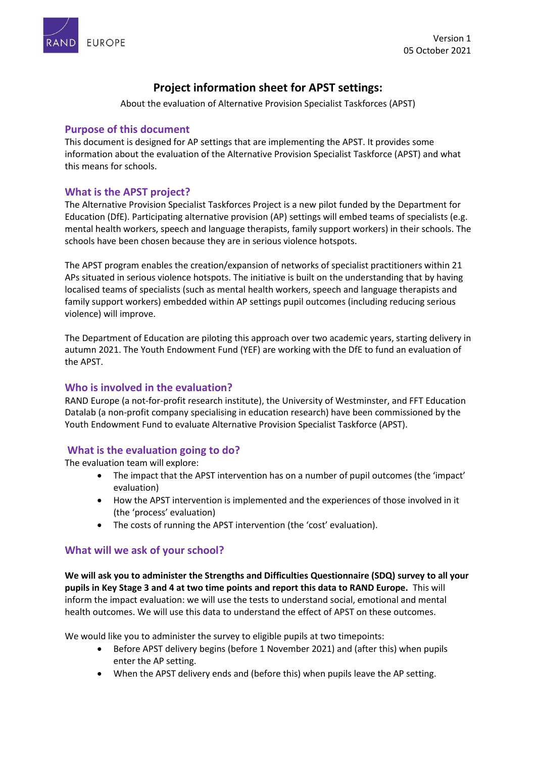Version 1
05 October 2021

# Project information sheet for APST settings:

About the evaluation of Alternative Provision Specialist Taskforces (APST)

## Purpose of this document

This document is designed for AP settings that are implementing the APST. It provides some information about the evaluation of the Alternative Provision Specialist Taskforce (APST) and what this means for schools.

## What is the APST project?

The Alternative Provision Specialist Taskforces Project is a new pilot funded by the Department for Education (DfE). Participating alternative provision (AP) settings will embed teams of specialists (e.g. mental health workers, speech and language therapists, family support workers) in their schools. The schools have been chosen because they are in serious violence hotspots.

The APST program enables the creation/expansion of networks of specialist practitioners within 21 APs situated in serious violence hotspots. The initiative is built on the understanding that by having localised teams of specialists (such as mental health workers, speech and language therapists and family support workers) embedded within AP settings pupil outcomes (including reducing serious violence) will improve.

The Department of Education are piloting this approach over two academic years, starting delivery in autumn 2021. The Youth Endowment Fund (YEF) are working with the DfE to fund an evaluation of the APST.

## Who is involved in the evaluation?

RAND Europe (a not-for-profit research institute), the University of Westminster, and FFT Education Datalab (a non-profit company specialising in education research) have been commissioned by the Youth Endowment Fund to evaluate Alternative Provision Specialist Taskforce (APST).

## What is the evaluation going to do?

The evaluation team will explore:

- The impact that the APST intervention has on a number of pupil outcomes (the 'impact' evaluation)
- How the APST intervention is implemented and the experiences of those involved in it (the 'process' evaluation)
- The costs of running the APST intervention (the 'cost' evaluation).

## What will we ask of your school?

**We will ask you to administer the Strengths and Difficulties Questionnaire (SDQ) survey to all your pupils in Key Stage 3 and 4 at two time points and report this data to RAND Europe.** This will inform the impact evaluation: we will use the tests to understand social, emotional and mental health outcomes. We will use this data to understand the effect of APST on these outcomes.

We would like you to administer the survey to eligible pupils at two timepoints:

- Before APST delivery begins (before 1 November 2021) and (after this) when pupils enter the AP setting.
- When the APST delivery ends and (before this) when pupils leave the AP setting.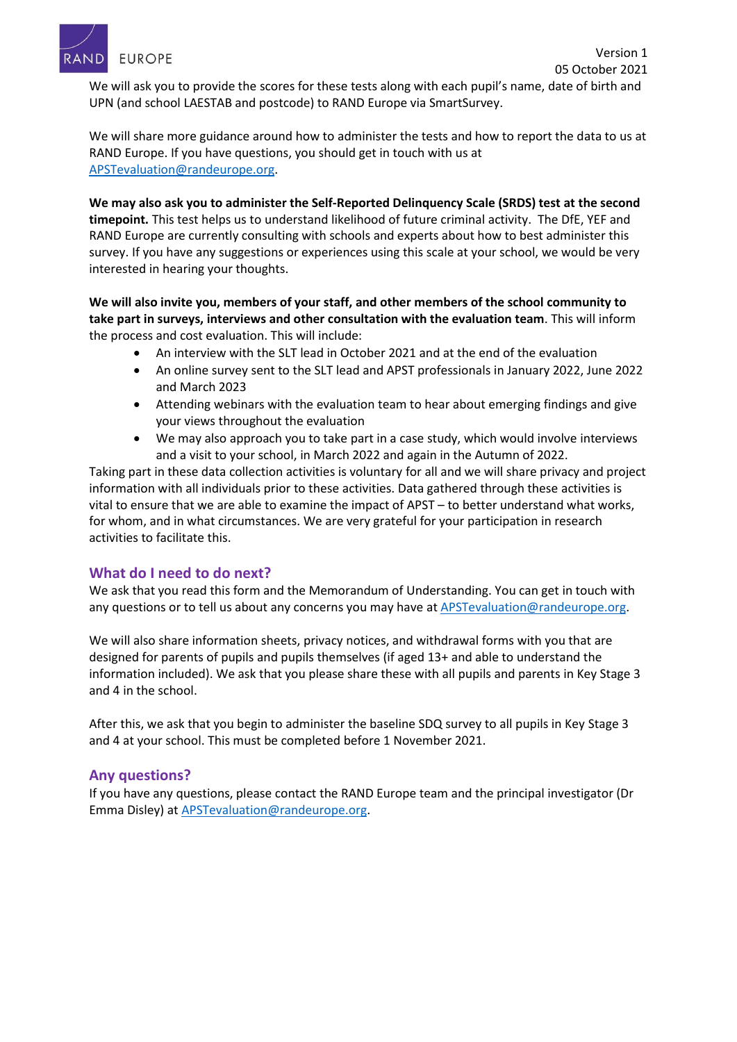We will ask you to provide the scores for these tests along with each pupil's name, date of birth and UPN (and school LAESTAB and postcode) to RAND Europe via SmartSurvey.

We will share more guidance around how to administer the tests and how to report the data to us at RAND Europe. If you have questions, you should get in touch with us at APSTevaluation@randeurope.org.

**We may also ask you to administer the Self-Reported Delinquency Scale (SRDS) test at the second timepoint.** This test helps us to understand likelihood of future criminal activity. The DfE, YEF and RAND Europe are currently consulting with schools and experts about how to best administer this survey. If you have any suggestions or experiences using this scale at your school, we would be very interested in hearing your thoughts.

**We will also invite you, members of your staff, and other members of the school community to take part in surveys, interviews and other consultation with the evaluation team**. This will inform the process and cost evaluation. This will include:

- An interview with the SLT lead in October 2021 and at the end of the evaluation
- An online survey sent to the SLT lead and APST professionals in January 2022, June 2022 and March 2023
- Attending webinars with the evaluation team to hear about emerging findings and give your views throughout the evaluation
- We may also approach you to take part in a case study, which would involve interviews and a visit to your school, in March 2022 and again in the Autumn of 2022.

Taking part in these data collection activities is voluntary for all and we will share privacy and project information with all individuals prior to these activities. Data gathered through these activities is vital to ensure that we are able to examine the impact of APST – to better understand what works, for whom, and in what circumstances. We are very grateful for your participation in research activities to facilitate this.

## What do I need to do next?

We ask that you read this form and the Memorandum of Understanding. You can get in touch with any questions or to tell us about any concerns you may have at APSTevaluation@randeurope.org.

We will also share information sheets, privacy notices, and withdrawal forms with you that are designed for parents of pupils and pupils themselves (if aged 13+ and able to understand the information included). We ask that you please share these with all pupils and parents in Key Stage 3 and 4 in the school.

After this, we ask that you begin to administer the baseline SDQ survey to all pupils in Key Stage 3 and 4 at your school. This must be completed before 1 November 2021.

## Any questions?

If you have any questions, please contact the RAND Europe team and the principal investigator (Dr Emma Disley) at APSTevaluation@randeurope.org.